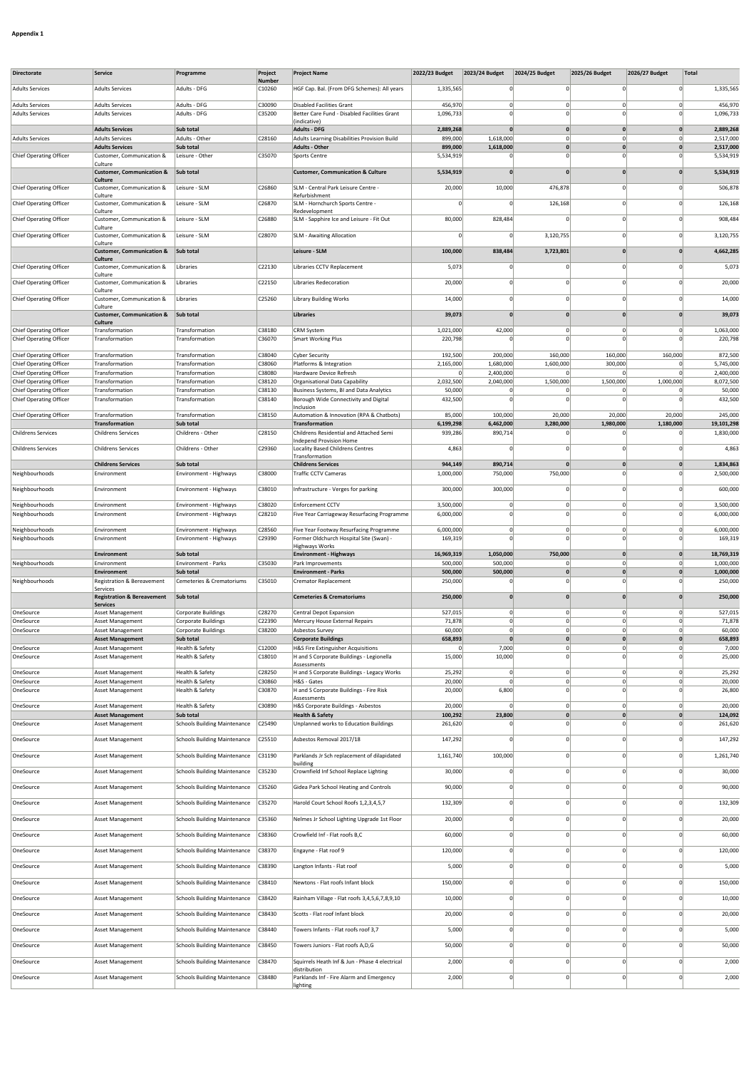**Appendix 1**

| Directorate | Service | Programme | Project Number | Project Name | 2022/23 Budget | 2023/24 Budget | 2024/25 Budget | 2025/26 Budget | 2026/27 Budget | Total |
|---|---|---|---|---|---|---|---|---|---|---|
| Adults Services | Adults Services | Adults - DFG | C10260 | HGF Cap. Bal. (From DFG Schemes): All years | 1,335,565 | 0 | 0 | 0 | 0 | 1,335,565 |
| Adults Services | Adults Services | Adults - DFG | C30090 | Disabled Facilities Grant | 456,970 | 0 | 0 | 0 | 0 | 456,970 |
| Adults Services | Adults Services | Adults - DFG | C35200 | Better Care Fund - Disabled Facilities Grant (indicative) | 1,096,733 | 0 | 0 | 0 | 0 | 1,096,733 |
| | **Adults Services** | **Sub total** | | **Adults - DFG** | **2,889,268** | **0** | **0** | **0** | **0** | **2,889,268** |
| Adults Services | Adults Services | Adults - Other | C28160 | Adults Learning Disabilities Provision Build | 899,000 | 1,618,000 | 0 | 0 | 0 | 2,517,000 |
| | **Adults Services** | **Sub total** | | **Adults - Other** | **899,000** | **1,618,000** | **0** | **0** | **0** | **2,517,000** |
| Chief Operating Officer | Customer, Communication & Culture | Leisure - Other | C35070 | Sports Centre | 5,534,919 | 0 | 0 | 0 | 0 | 5,534,919 |
| | **Customer, Communication & Culture** | **Sub total** | | **Customer, Communication & Culture** | **5,534,919** | **0** | **0** | **0** | **0** | **5,534,919** |
| Chief Operating Officer | Customer, Communication & Culture | Leisure - SLM | C26860 | SLM - Central Park Leisure Centre - Refurbishment | 20,000 | 10,000 | 476,878 | 0 | 0 | 506,878 |
| Chief Operating Officer | Customer, Communication & Culture | Leisure - SLM | C26870 | SLM - Hornchurch Sports Centre - Redevelopment | 0 | 0 | 126,168 | 0 | 0 | 126,168 |
| Chief Operating Officer | Customer, Communication & Culture | Leisure - SLM | C26880 | SLM - Sapphire Ice and Leisure - Fit Out | 80,000 | 828,484 | 0 | 0 | 0 | 908,484 |
| Chief Operating Officer | Customer, Communication & Culture | Leisure - SLM | C28070 | SLM - Awaiting Allocation | 0 | 0 | 3,120,755 | 0 | 0 | 3,120,755 |
| | **Customer, Communication & Culture** | **Sub total** | | **Leisure - SLM** | **100,000** | **838,484** | **3,723,801** | **0** | **0** | **4,662,285** |
| Chief Operating Officer | Customer, Communication & Culture | Libraries | C22130 | Libraries CCTV Replacement | 5,073 | 0 | 0 | 0 | 0 | 5,073 |
| Chief Operating Officer | Customer, Communication & Culture | Libraries | C22150 | Libraries Redecoration | 20,000 | 0 | 0 | 0 | 0 | 20,000 |
| Chief Operating Officer | Customer, Communication & Culture | Libraries | C25260 | Library Building Works | 14,000 | 0 | 0 | 0 | 0 | 14,000 |
| | **Customer, Communication & Culture** | **Sub total** | | **Libraries** | **39,073** | **0** | **0** | **0** | **0** | **39,073** |
| Chief Operating Officer | Transformation | Transformation | C38180 | CRM System | 1,021,000 | 42,000 | 0 | 0 | 0 | 1,063,000 |
| Chief Operating Officer | Transformation | Transformation | C36070 | Smart Working Plus | 220,798 | 0 | 0 | 0 | 0 | 220,798 |
| Chief Operating Officer | Transformation | Transformation | C38040 | Cyber Security | 192,500 | 200,000 | 160,000 | 160,000 | 160,000 | 872,500 |
| Chief Operating Officer | Transformation | Transformation | C38060 | Platforms & Integration | 2,165,000 | 1,680,000 | 1,600,000 | 300,000 | 0 | 5,745,000 |
| Chief Operating Officer | Transformation | Transformation | C38080 | Hardware Device Refresh | 0 | 2,400,000 | 0 | 0 | 0 | 2,400,000 |
| Chief Operating Officer | Transformation | Transformation | C38120 | Organisational Data Capability | 2,032,500 | 2,040,000 | 1,500,000 | 1,500,000 | 1,000,000 | 8,072,500 |
| Chief Operating Officer | Transformation | Transformation | C38130 | Business Systems, BI and Data Analytics | 50,000 | 0 | 0 | 0 | 0 | 50,000 |
| Chief Operating Officer | Transformation | Transformation | C38140 | Borough Wide Connectivity and Digital Inclusion | 432,500 | 0 | 0 | 0 | 0 | 432,500 |
| Chief Operating Officer | Transformation | Transformation | C38150 | Automation & Innovation (RPA & Chatbots) | 85,000 | 100,000 | 20,000 | 20,000 | 20,000 | 245,000 |
| | **Transformation** | **Sub total** | | **Transformation** | **6,199,298** | **6,462,000** | **3,280,000** | **1,980,000** | **1,180,000** | **19,101,298** |
| Childrens Services | Childrens Services | Childrens - Other | C28150 | Childrens Residential and Attached Semi Independ Provision Home | 939,286 | 890,714 | 0 | 0 | 0 | 1,830,000 |
| Childrens Services | Childrens Services | Childrens - Other | C29360 | Locality Based Childrens Centres Transformation | 4,863 | 0 | 0 | 0 | 0 | 4,863 |
| | **Childrens Services** | **Sub total** | | **Childrens Services** | **944,149** | **890,714** | **0** | **0** | **0** | **1,834,863** |
| Neighbourhoods | Environment | Environment - Highways | C38000 | Traffic CCTV Cameras | 1,000,000 | 750,000 | 750,000 | 0 | 0 | 2,500,000 |
| Neighbourhoods | Environment | Environment - Highways | C38010 | Infrastructure - Verges for parking | 300,000 | 300,000 | 0 | 0 | 0 | 600,000 |
| Neighbourhoods | Environment | Environment - Highways | C38020 | Enforcement CCTV | 3,500,000 | 0 | 0 | 0 | 0 | 3,500,000 |
| Neighbourhoods | Environment | Environment - Highways | C28210 | Five Year Carriageway Resurfacing Programme | 6,000,000 | 0 | 0 | 0 | 0 | 6,000,000 |
| Neighbourhoods | Environment | Environment - Highways | C28560 | Five Year Footway Resurfacing Programme | 6,000,000 | 0 | 0 | 0 | 0 | 6,000,000 |
| Neighbourhoods | Environment | Environment - Highways | C29390 | Former Oldchurch Hospital Site (Swan) - Highways Works | 169,319 | 0 | 0 | 0 | 0 | 169,319 |
| | **Environment** | **Sub total** | | **Environment - Highways** | **16,969,319** | **1,050,000** | **750,000** | **0** | **0** | **18,769,319** |
| Neighbourhoods | Environment | Environment - Parks | C35030 | Park Improvements | 500,000 | 500,000 | 0 | 0 | 0 | 1,000,000 |
| | **Environment** | **Sub total** | | **Environment - Parks** | **500,000** | **500,000** | **0** | **0** | **0** | **1,000,000** |
| Neighbourhoods | Registration & Bereavement Services | Cemeteries & Crematoriums | C35010 | Cremator Replacement | 250,000 | 0 | 0 | 0 | 0 | 250,000 |
| | **Registration & Bereavement Services** | **Sub total** | | **Cemeteries & Crematoriums** | **250,000** | **0** | **0** | **0** | **0** | **250,000** |
| OneSource | Asset Management | Corporate Buildings | C28270 | Central Depot Expansion | 527,015 | 0 | 0 | 0 | 0 | 527,015 |
| OneSource | Asset Management | Corporate Buildings | C22390 | Mercury House External Repairs | 71,878 | 0 | 0 | 0 | 0 | 71,878 |
| OneSource | Asset Management | Corporate Buildings | C38200 | Asbestos Survey | 60,000 | 0 | 0 | 0 | 0 | 60,000 |
| | **Asset Management** | **Sub total** | | **Corporate Buildings** | **658,893** | **0** | **0** | **0** | **0** | **658,893** |
| OneSource | Asset Management | Health & Safety | C12000 | H&S Fire Extinguisher Acquisitions | 0 | 7,000 | 0 | 0 | 0 | 7,000 |
| OneSource | Asset Management | Health & Safety | C18010 | H and S Corporate Buildings - Legionella Assessments | 15,000 | 10,000 | 0 | 0 | 0 | 25,000 |
| OneSource | Asset Management | Health & Safety | C28250 | H and S Corporate Buildings - Legacy Works | 25,292 | 0 | 0 | 0 | 0 | 25,292 |
| OneSource | Asset Management | Health & Safety | C30860 | H&S - Gates | 20,000 | 0 | 0 | 0 | 0 | 20,000 |
| OneSource | Asset Management | Health & Safety | C30870 | H and S Corporate Buildings - Fire Risk Assessments | 20,000 | 6,800 | 0 | 0 | 0 | 26,800 |
| OneSource | Asset Management | Health & Safety | C30890 | H&S Corporate Buildings - Asbestos | 20,000 | 0 | 0 | 0 | 0 | 20,000 |
| | **Asset Management** | **Sub total** | | **Health & Safety** | **100,292** | **23,800** | **0** | **0** | **0** | **124,092** |
| OneSource | Asset Management | Schools Building Maintenance | C25490 | Unplanned works to Education Buildings | 261,620 | 0 | 0 | 0 | 0 | 261,620 |
| OneSource | Asset Management | Schools Building Maintenance | C25510 | Asbestos Removal 2017/18 | 147,292 | 0 | 0 | 0 | 0 | 147,292 |
| OneSource | Asset Management | Schools Building Maintenance | C31190 | Parklands Jr Sch replacement of dilapidated building | 1,161,740 | 100,000 | 0 | 0 | 0 | 1,261,740 |
| OneSource | Asset Management | Schools Building Maintenance | C35230 | Crownfield Inf School Replace Lighting | 30,000 | 0 | 0 | 0 | 0 | 30,000 |
| OneSource | Asset Management | Schools Building Maintenance | C35260 | Gidea Park School Heating and Controls | 90,000 | 0 | 0 | 0 | 0 | 90,000 |
| OneSource | Asset Management | Schools Building Maintenance | C35270 | Harold Court School Roofs 1,2,3,4,5,7 | 132,309 | 0 | 0 | 0 | 0 | 132,309 |
| OneSource | Asset Management | Schools Building Maintenance | C35360 | Nelmes Jr School Lighting Upgrade 1st Floor | 20,000 | 0 | 0 | 0 | 0 | 20,000 |
| OneSource | Asset Management | Schools Building Maintenance | C38360 | Crowfield Inf - Flat roofs B,C | 60,000 | 0 | 0 | 0 | 0 | 60,000 |
| OneSource | Asset Management | Schools Building Maintenance | C38370 | Engayne - Flat roof 9 | 120,000 | 0 | 0 | 0 | 0 | 120,000 |
| OneSource | Asset Management | Schools Building Maintenance | C38390 | Langton Infants - Flat roof | 5,000 | 0 | 0 | 0 | 0 | 5,000 |
| OneSource | Asset Management | Schools Building Maintenance | C38410 | Newtons - Flat roofs Infant block | 150,000 | 0 | 0 | 0 | 0 | 150,000 |
| OneSource | Asset Management | Schools Building Maintenance | C38420 | Rainham Village - Flat roofs 3,4,5,6,7,8,9,10 | 10,000 | 0 | 0 | 0 | 0 | 10,000 |
| OneSource | Asset Management | Schools Building Maintenance | C38430 | Scotts - Flat roof Infant block | 20,000 | 0 | 0 | 0 | 0 | 20,000 |
| OneSource | Asset Management | Schools Building Maintenance | C38440 | Towers Infants - Flat roofs roof 3,7 | 5,000 | 0 | 0 | 0 | 0 | 5,000 |
| OneSource | Asset Management | Schools Building Maintenance | C38450 | Towers Juniors - Flat roofs A,D,G | 50,000 | 0 | 0 | 0 | 0 | 50,000 |
| OneSource | Asset Management | Schools Building Maintenance | C38470 | Squirrels Heath Inf & Jun - Phase 4 electrical distribution | 2,000 | 0 | 0 | 0 | 0 | 2,000 |
| OneSource | Asset Management | Schools Building Maintenance | C38480 | Parklands Inf - Fire Alarm and Emergency lighting | 2,000 | 0 | 0 | 0 | 0 | 2,000 |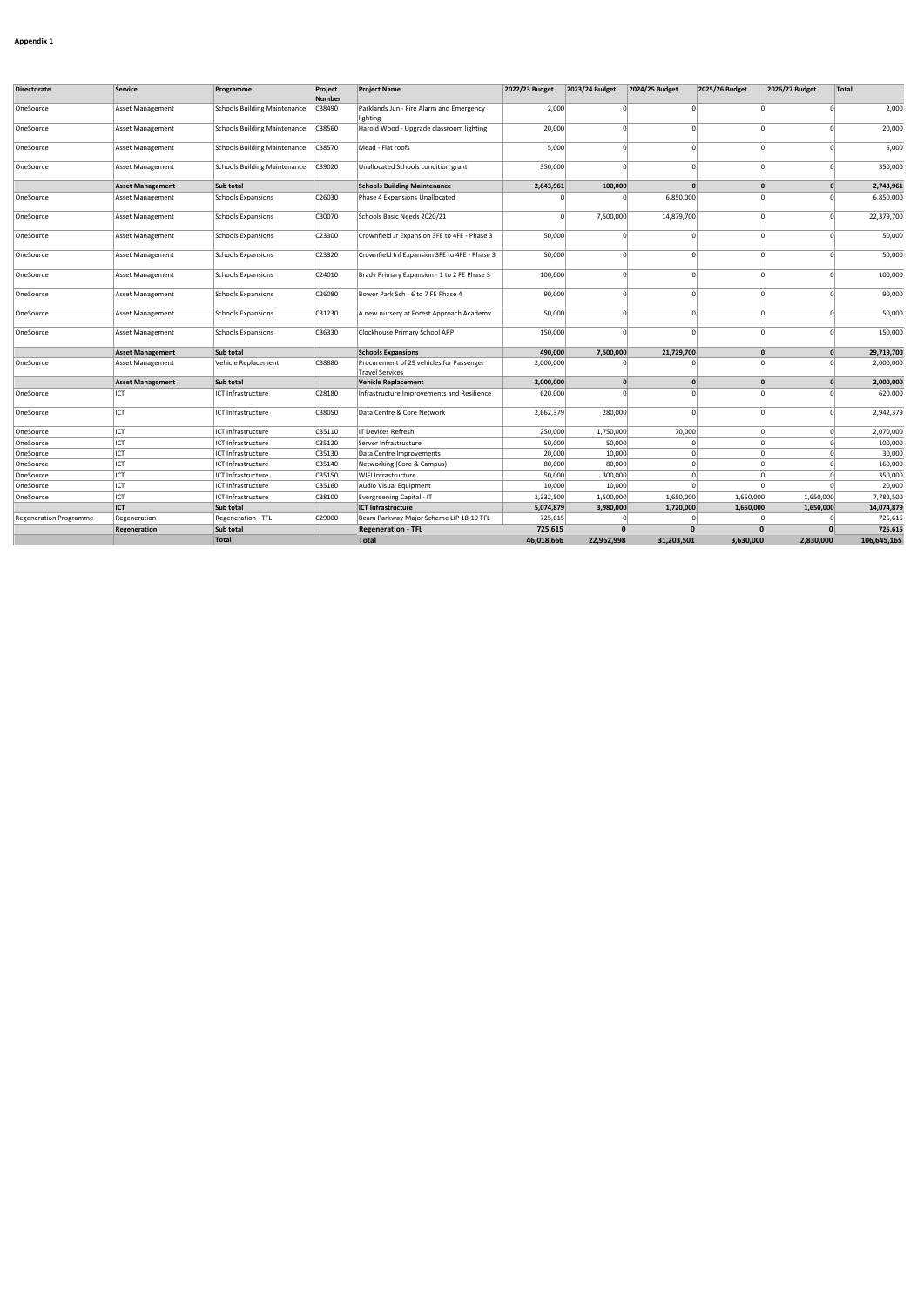**Appendix 1**

| Directorate | Service | Programme | Project Number | Project Name | 2022/23 Budget | 2023/24 Budget | 2024/25 Budget | 2025/26 Budget | 2026/27 Budget | Total |
|---|---|---|---|---|---|---|---|---|---|---|
| OneSource | Asset Management | Schools Building Maintenance | C38490 | Parklands Jun - Fire Alarm and Emergency lighting | 2,000 | 0 | 0 | 0 | 0 | 2,000 |
| OneSource | Asset Management | Schools Building Maintenance | C38560 | Harold Wood - Upgrade classroom lighting | 20,000 | 0 | 0 | 0 | 0 | 20,000 |
| OneSource | Asset Management | Schools Building Maintenance | C38570 | Mead - Flat roofs | 5,000 | 0 | 0 | 0 | 0 | 5,000 |
| OneSource | Asset Management | Schools Building Maintenance | C39020 | Unallocated Schools condition grant | 350,000 | 0 | 0 | 0 | 0 | 350,000 |
| | **Asset Management** | **Sub total** | | **Schools Building Maintenance** | **2,643,961** | **100,000** | **0** | **0** | **0** | **2,743,961** |
| OneSource | Asset Management | Schools Expansions | C26030 | Phase 4 Expansions Unallocated | 0 | 0 | 6,850,000 | 0 | 0 | 6,850,000 |
| OneSource | Asset Management | Schools Expansions | C30070 | Schools Basic Needs 2020/21 | 0 | 7,500,000 | 14,879,700 | 0 | 0 | 22,379,700 |
| OneSource | Asset Management | Schools Expansions | C23300 | Crownfield Jr Expansion 3FE to 4FE - Phase 3 | 50,000 | 0 | 0 | 0 | 0 | 50,000 |
| OneSource | Asset Management | Schools Expansions | C23320 | Crownfield Inf Expansion 3FE to 4FE - Phase 3 | 50,000 | 0 | 0 | 0 | 0 | 50,000 |
| OneSource | Asset Management | Schools Expansions | C24010 | Brady Primary Expansion - 1 to 2 FE Phase 3 | 100,000 | 0 | 0 | 0 | 0 | 100,000 |
| OneSource | Asset Management | Schools Expansions | C26080 | Bower Park Sch - 6 to 7 FE Phase 4 | 90,000 | 0 | 0 | 0 | 0 | 90,000 |
| OneSource | Asset Management | Schools Expansions | C31230 | A new nursery at Forest Approach Academy | 50,000 | 0 | 0 | 0 | 0 | 50,000 |
| OneSource | Asset Management | Schools Expansions | C36330 | Clockhouse Primary School ARP | 150,000 | 0 | 0 | 0 | 0 | 150,000 |
| | **Asset Management** | **Sub total** | | **Schools Expansions** | **490,000** | **7,500,000** | **21,729,700** | **0** | **0** | **29,719,700** |
| OneSource | Asset Management | Vehicle Replacement | C38880 | Procurement of 29 vehicles for Passenger Travel Services | 2,000,000 | 0 | 0 | 0 | 0 | 2,000,000 |
| | **Asset Management** | **Sub total** | | **Vehicle Replacement** | **2,000,000** | **0** | **0** | **0** | **0** | **2,000,000** |
| OneSource | ICT | ICT Infrastructure | C28180 | Infrastructure Improvements and Resilience | 620,000 | 0 | 0 | 0 | 0 | 620,000 |
| OneSource | ICT | ICT Infrastructure | C38050 | Data Centre & Core Network | 2,662,379 | 280,000 | 0 | 0 | 0 | 2,942,379 |
| OneSource | ICT | ICT Infrastructure | C35110 | IT Devices Refresh | 250,000 | 1,750,000 | 70,000 | 0 | 0 | 2,070,000 |
| OneSource | ICT | ICT Infrastructure | C35120 | Server Infrastructure | 50,000 | 50,000 | 0 | 0 | 0 | 100,000 |
| OneSource | ICT | ICT Infrastructure | C35130 | Data Centre Improvements | 20,000 | 10,000 | 0 | 0 | 0 | 30,000 |
| OneSource | ICT | ICT Infrastructure | C35140 | Networking (Core & Campus) | 80,000 | 80,000 | 0 | 0 | 0 | 160,000 |
| OneSource | ICT | ICT Infrastructure | C35150 | WIFI Infrastructure | 50,000 | 300,000 | 0 | 0 | 0 | 350,000 |
| OneSource | ICT | ICT Infrastructure | C35160 | Audio Visual Equipment | 10,000 | 10,000 | 0 | 0 | 0 | 20,000 |
| OneSource | ICT | ICT Infrastructure | C38100 | Evergreening Capital - IT | 1,332,500 | 1,500,000 | 1,650,000 | 1,650,000 | 1,650,000 | 7,782,500 |
| | **ICT** | **Sub total** | | **ICT Infrastructure** | **5,074,879** | **3,980,000** | **1,720,000** | **1,650,000** | **1,650,000** | **14,074,879** |
| Regeneration Programme | Regeneration | Regeneration - TFL | C29000 | Beam Parkway Major Scheme LIP 18-19 TFL | 725,615 | 0 | 0 | 0 | 0 | 725,615 |
| | **Regeneration** | **Sub total** | | **Regeneration - TFL** | **725,615** | **0** | **0** | **0** | **0** | **725,615** |
| | | **Total** | | **Total** | **46,018,666** | **22,962,998** | **31,203,501** | **3,630,000** | **2,830,000** | **106,645,165** |